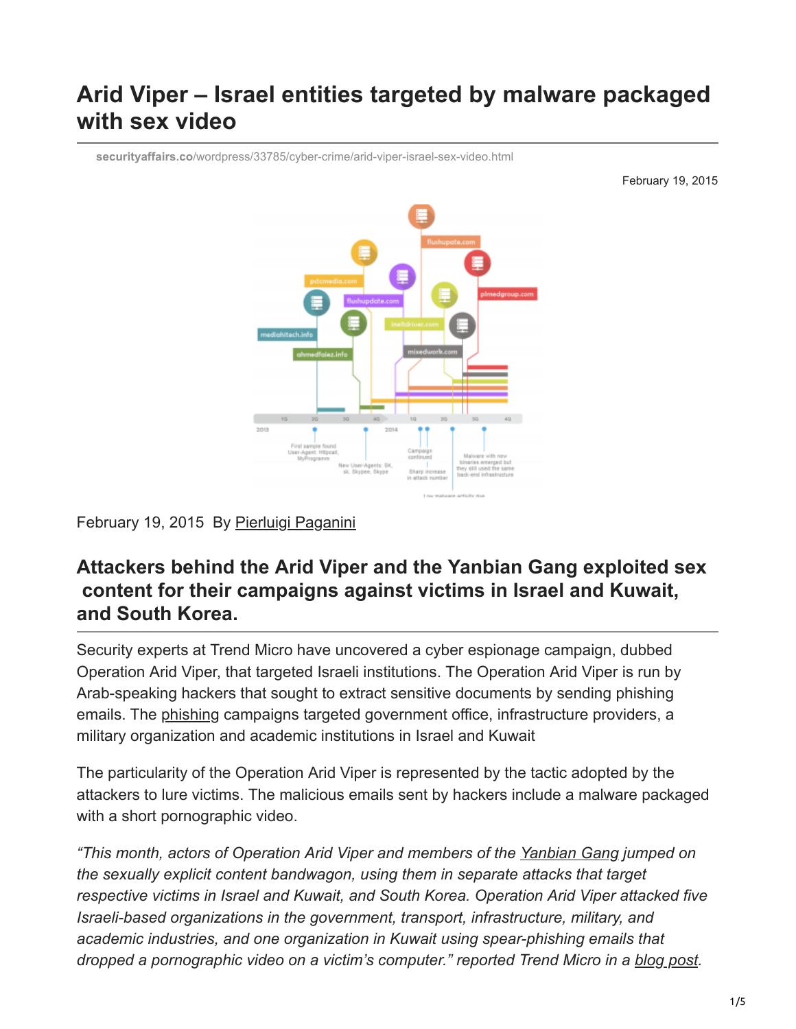# Arid Viper – Israel entities targeted by malware packaged with sex video

securityaffairs.co/wordpress/33785/cyber-crime/arid-viper-israel-sex-video.html

February 19, 2015

February 19, 2015 By Pierluigi Paganini

## Attackers behind the Arid Viper and the Yanbian Gang exploited sex content for their campaigns against victims in Israel and Kuwait, and South Korea.

Security experts at Trend Micro have uncovered a cyber espionage campaign, dubbed Operation Arid Viper, that targeted Israeli institutions. The Operation Arid Viper is run by Arab-speaking hackers that sought to extract sensitive documents by sending phishing emails. The phishing campaigns targeted government office, infrastructure providers, a military organization and academic institutions in Israel and Kuwait

The particularity of the Operation Arid Viper is represented by the tactic adopted by the attackers to lure victims. The malicious emails sent by hackers include a malware packaged with a short pornographic video.

*"This month, actors of Operation Arid Viper and members of the Yanbian Gang jumped on the sexually explicit content bandwagon, using them in separate attacks that target respective victims in Israel and Kuwait, and South Korea. Operation Arid Viper attacked five Israeli-based organizations in the government, transport, infrastructure, military, and academic industries, and one organization in Kuwait using spear-phishing emails that dropped a pornographic video on a victim's computer."* reported Trend Micro in a blog post.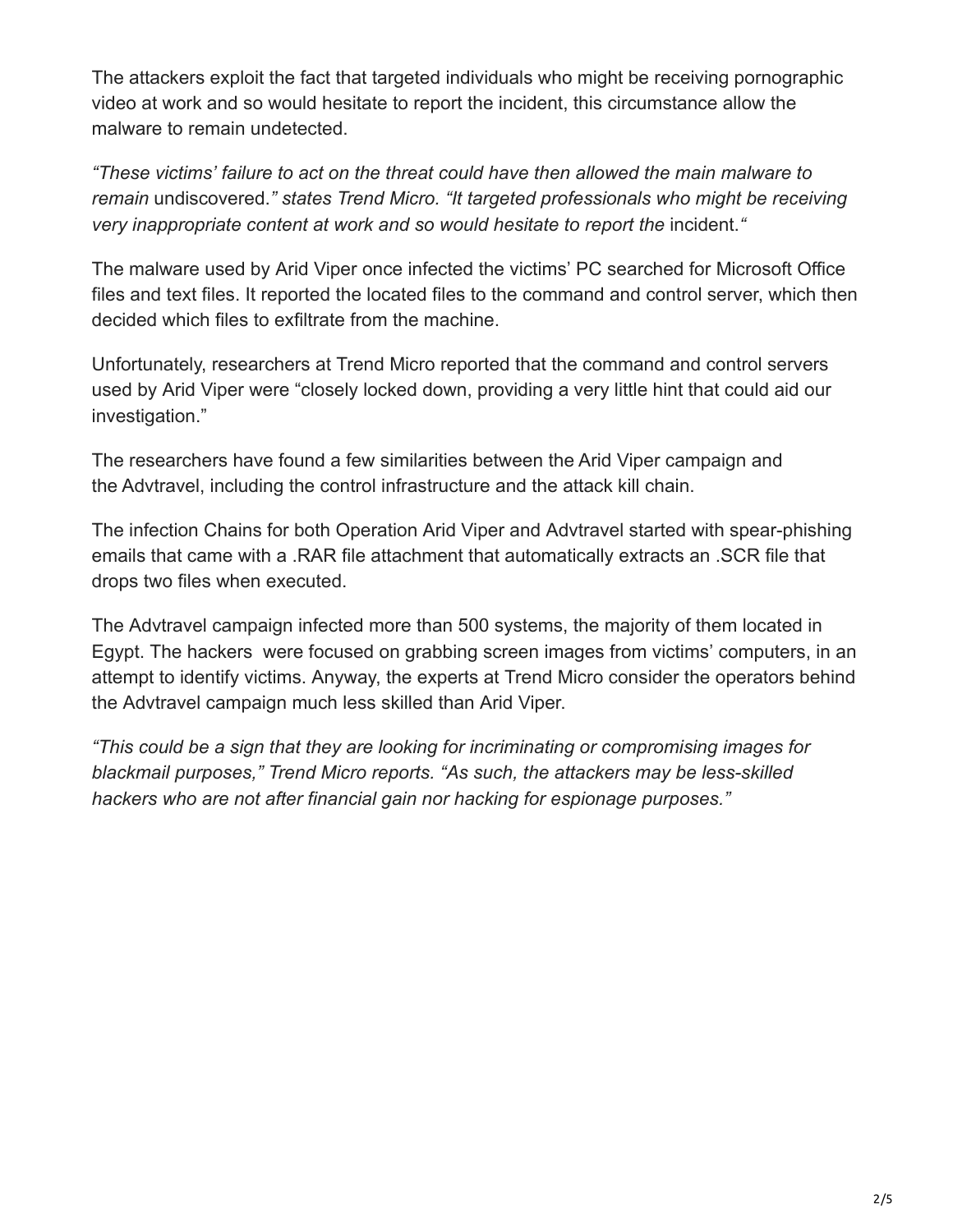The attackers exploit the fact that targeted individuals who might be receiving pornographic video at work and so would hesitate to report the incident, this circumstance allow the malware to remain undetected.

*"These victims' failure to act on the threat could have then allowed the main malware to remain* undiscovered.*" states Trend Micro. "It targeted professionals who might be receiving very inappropriate content at work and so would hesitate to report the* incident.*"*

The malware used by Arid Viper once infected the victims' PC searched for Microsoft Office files and text files. It reported the located files to the command and control server, which then decided which files to exfiltrate from the machine.

Unfortunately, researchers at Trend Micro reported that the command and control servers used by Arid Viper were "closely locked down, providing a very little hint that could aid our investigation."

The researchers have found a few similarities between the Arid Viper campaign and the Advtravel, including the control infrastructure and the attack kill chain.

The infection Chains for both Operation Arid Viper and Advtravel started with spear-phishing emails that came with a .RAR file attachment that automatically extracts an .SCR file that drops two files when executed.

The Advtravel campaign infected more than 500 systems, the majority of them located in Egypt. The hackers were focused on grabbing screen images from victims' computers, in an attempt to identify victims. Anyway, the experts at Trend Micro consider the operators behind the Advtravel campaign much less skilled than Arid Viper.

*"This could be a sign that they are looking for incriminating or compromising images for blackmail purposes," Trend Micro reports. "As such, the attackers may be less-skilled hackers who are not after financial gain nor hacking for espionage purposes."*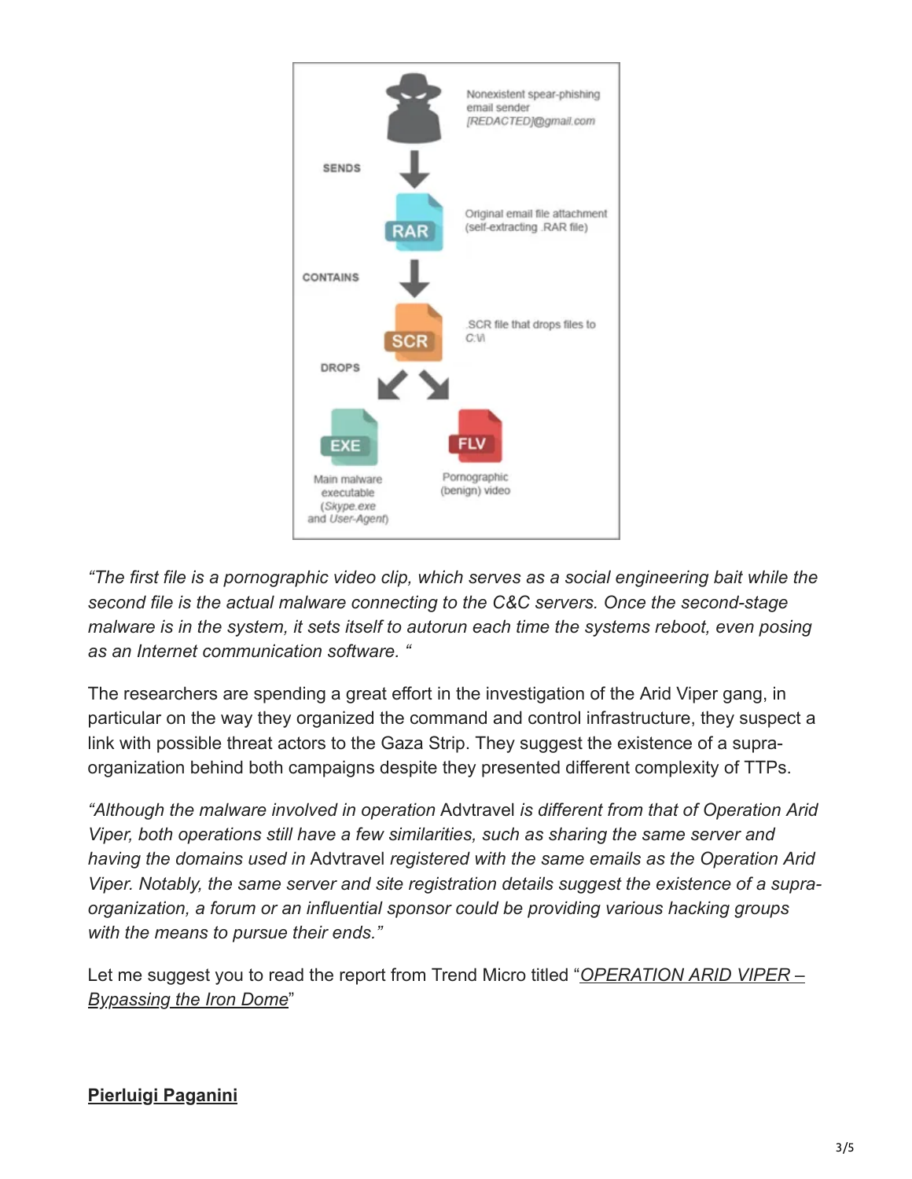Nonexistent spear-phishing email sender [REDACTED]@gmail.com

SENDS

RAR

Original email file attachment (self-extracting .RAR file)

CONTAINS

SCR

.SCR file that drops files to C:\\

DROPS

EXE

Main malware executable (*Skype.exe* and *User-Agent*)

FLV

Pornographic (benign) video

*"The first file is a pornographic video clip, which serves as a social engineering bait while the second file is the actual malware connecting to the C&C servers. Once the second-stage malware is in the system, it sets itself to autorun each time the systems reboot, even posing as an Internet communication software. "*

The researchers are spending a great effort in the investigation of the Arid Viper gang, in particular on the way they organized the command and control infrastructure, they suspect a link with possible threat actors to the Gaza Strip. They suggest the existence of a supra-organization behind both campaigns despite they presented different complexity of TTPs.

*"Although the malware involved in operation* Advtravel *is different from that of Operation Arid Viper, both operations still have a few similarities, such as sharing the same server and having the domains used in* Advtravel *registered with the same emails as the Operation Arid Viper. Notably, the same server and site registration details suggest the existence of a supra-organization, a forum or an influential sponsor could be providing various hacking groups with the means to pursue their ends."*

Let me suggest you to read the report from Trend Micro titled "*OPERATION ARID VIPER – Bypassing the Iron Dome*"

**Pierluigi Paganini**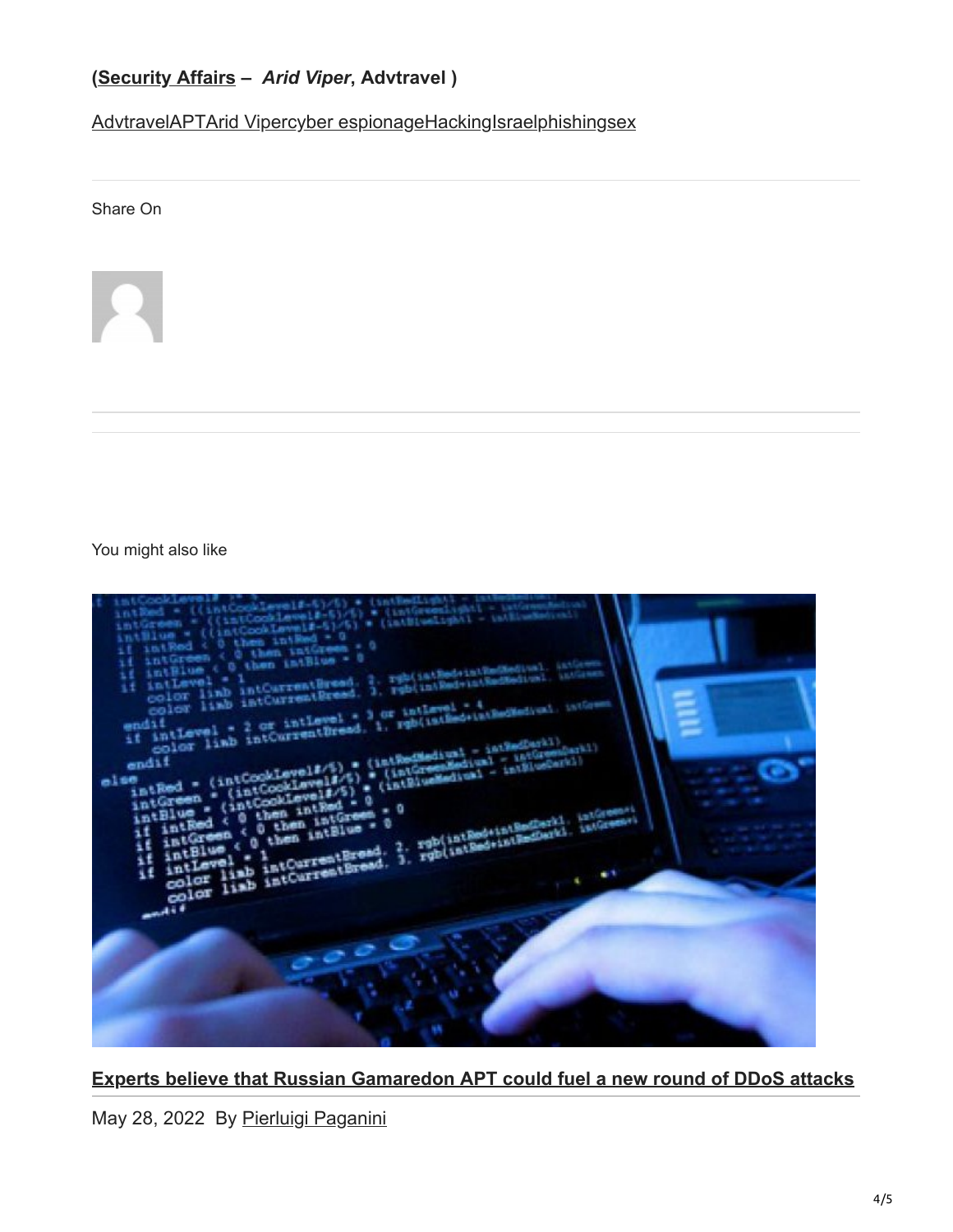**(Security Affairs – *Arid Viper*, Advtravel )**

AdvtravelAPTArid Vipercyber espionageHackingIsraelphishingsex

Share On

You might also like

**Experts believe that Russian Gamaredon APT could fuel a new round of DDoS attacks**

May 28, 2022 By Pierluigi Paganini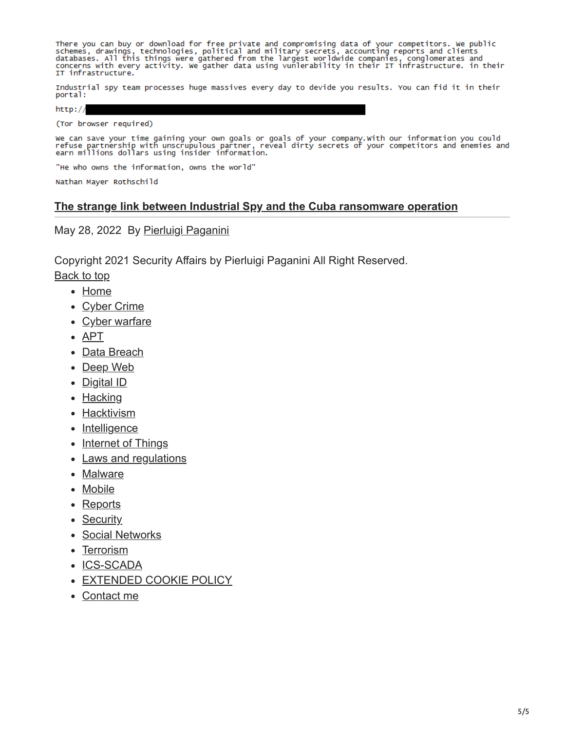There you can buy or download for free private and compromising data of your competitors. We public schemes, drawings, technologies, political and military secrets, accounting reports and clients databases. All this things were gathered from the largest worldwide companies, conglomerates and concerns with every activity. We gather data using vulnerability in their IT infrastructure. in their IT infrastructure.

Industrial spy team processes huge massives every day to devide you results. You can fid it in their portal:

http://

(Tor browser required)

We can save your time gaining your own goals or goals of your company.With our information you could refuse partnership with unscrupulous partner, reveal dirty secrets of your competitors and enemies and earn millions dollars using insider information.

"He who owns the information, owns the world"

Nathan Mayer Rothschild

## The strange link between Industrial Spy and the Cuba ransomware operation

May 28, 2022 By Pierluigi Paganini

Copyright 2021 Security Affairs by Pierluigi Paganini All Right Reserved.

Back to top

- Home
- Cyber Crime
- Cyber warfare
- APT
- Data Breach
- Deep Web
- Digital ID
- Hacking
- Hacktivism
- Intelligence
- Internet of Things
- Laws and regulations
- Malware
- Mobile
- Reports
- Security
- Social Networks
- Terrorism
- ICS-SCADA
- EXTENDED COOKIE POLICY
- Contact me